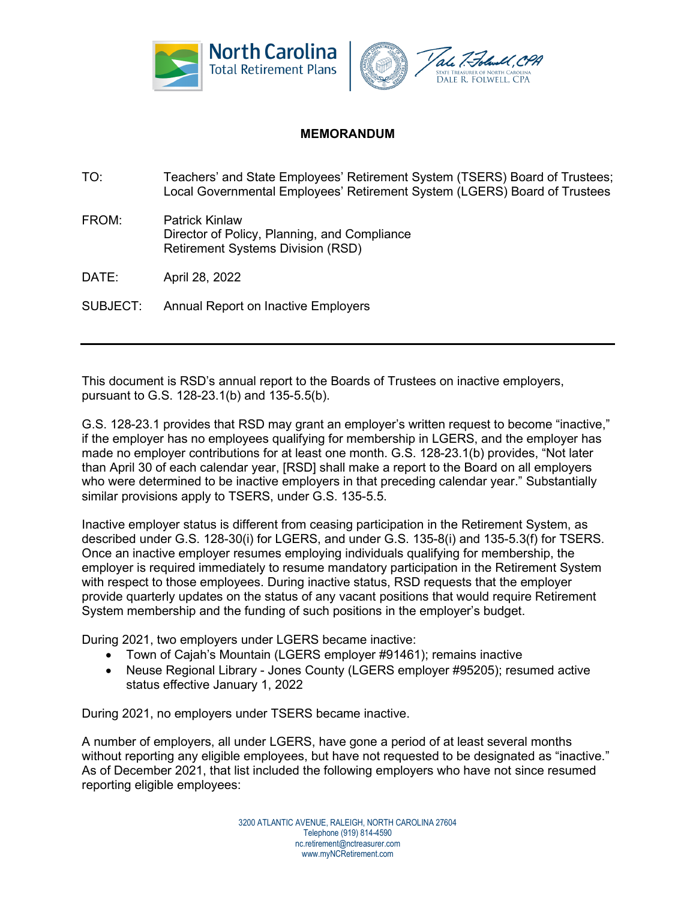# MEMORANDUM

TO: Teachers' and State Employees' Retirement System (TSERS) Board of Trustees; Local Governmental Employees' Retirement System (LGERS) Board of Trustees

FROM: Patrick Kinlaw
Director of Policy, Planning, and Compliance
Retirement Systems Division (RSD)

DATE: April 28, 2022

SUBJECT: Annual Report on Inactive Employers

---

This document is RSD's annual report to the Boards of Trustees on inactive employers, pursuant to G.S. 128-23.1(b) and 135-5.5(b).

G.S. 128-23.1 provides that RSD may grant an employer's written request to become "inactive," if the employer has no employees qualifying for membership in LGERS, and the employer has made no employer contributions for at least one month. G.S. 128-23.1(b) provides, "Not later than April 30 of each calendar year, [RSD] shall make a report to the Board on all employers who were determined to be inactive employers in that preceding calendar year." Substantially similar provisions apply to TSERS, under G.S. 135-5.5.

Inactive employer status is different from ceasing participation in the Retirement System, as described under G.S. 128-30(i) for LGERS, and under G.S. 135-8(i) and 135-5.3(f) for TSERS. Once an inactive employer resumes employing individuals qualifying for membership, the employer is required immediately to resume mandatory participation in the Retirement System with respect to those employees. During inactive status, RSD requests that the employer provide quarterly updates on the status of any vacant positions that would require Retirement System membership and the funding of such positions in the employer's budget.

During 2021, two employers under LGERS became inactive:

- Town of Cajah's Mountain (LGERS employer #91461); remains inactive
- Neuse Regional Library - Jones County (LGERS employer #95205); resumed active status effective January 1, 2022

During 2021, no employers under TSERS became inactive.

A number of employers, all under LGERS, have gone a period of at least several months without reporting any eligible employees, but have not requested to be designated as "inactive." As of December 2021, that list included the following employers who have not since resumed reporting eligible employees: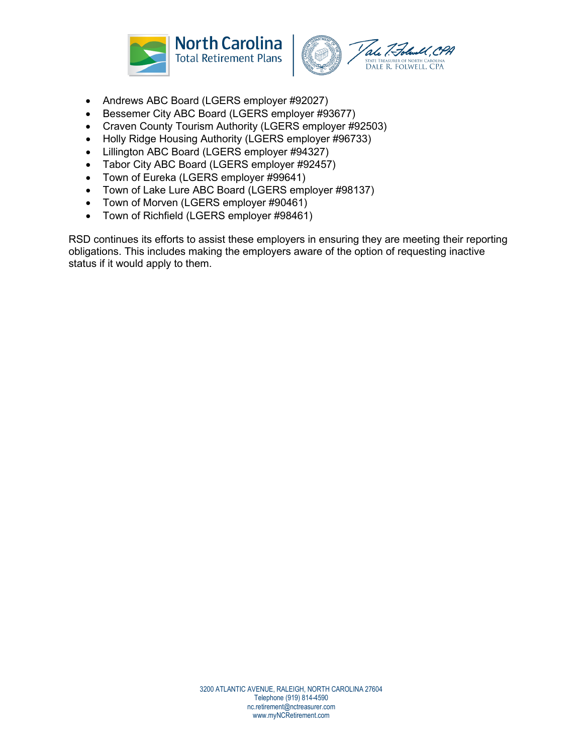- Andrews ABC Board (LGERS employer #92027)
- Bessemer City ABC Board (LGERS employer #93677)
- Craven County Tourism Authority (LGERS employer #92503)
- Holly Ridge Housing Authority (LGERS employer #96733)
- Lillington ABC Board (LGERS employer #94327)
- Tabor City ABC Board (LGERS employer #92457)
- Town of Eureka (LGERS employer #99641)
- Town of Lake Lure ABC Board (LGERS employer #98137)
- Town of Morven (LGERS employer #90461)
- Town of Richfield (LGERS employer #98461)

RSD continues its efforts to assist these employers in ensuring they are meeting their reporting obligations. This includes making the employers aware of the option of requesting inactive status if it would apply to them.